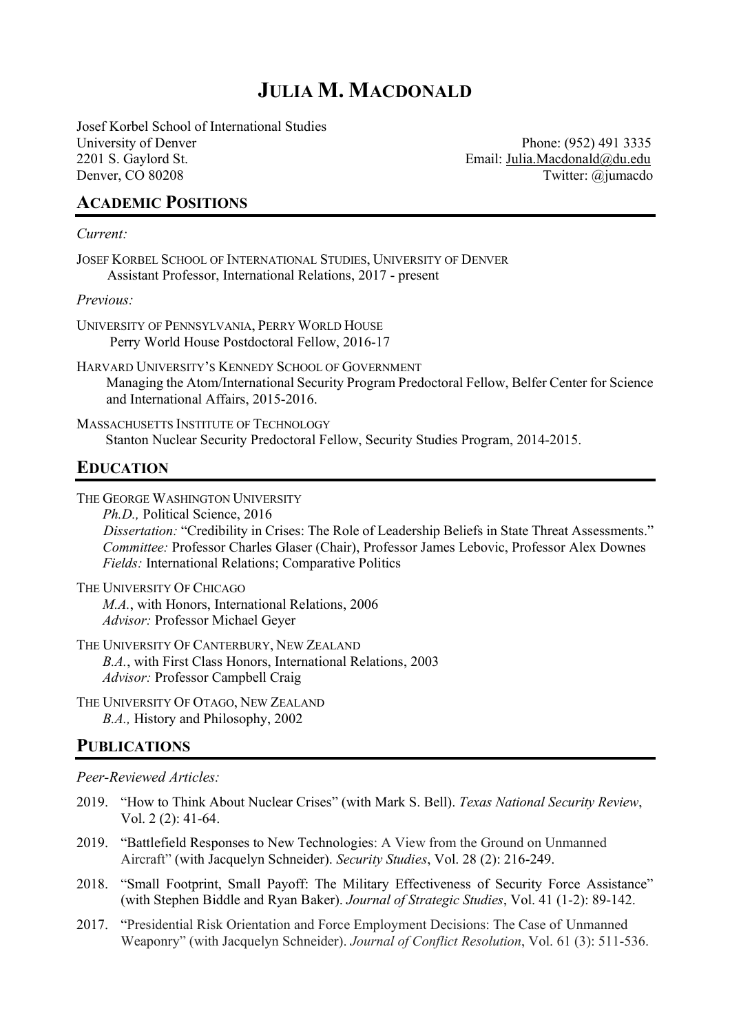# JULIA M. MACDONALD

Josef Korbel School of International Studies
University of Denver
2201 S. Gaylord St.
Denver, CO 80208

Phone: (952) 491 3335
Email: Julia.Macdonald@du.edu
Twitter: @jumacdo

## ACADEMIC POSITIONS

*Current:*

JOSEF KORBEL SCHOOL OF INTERNATIONAL STUDIES, UNIVERSITY OF DENVER
Assistant Professor, International Relations, 2017 - present

*Previous:*

UNIVERSITY OF PENNSYLVANIA, PERRY WORLD HOUSE
Perry World House Postdoctoral Fellow, 2016-17

HARVARD UNIVERSITY'S KENNEDY SCHOOL OF GOVERNMENT
Managing the Atom/International Security Program Predoctoral Fellow, Belfer Center for Science and International Affairs, 2015-2016.

MASSACHUSETTS INSTITUTE OF TECHNOLOGY
Stanton Nuclear Security Predoctoral Fellow, Security Studies Program, 2014-2015.

## EDUCATION

THE GEORGE WASHINGTON UNIVERSITY
*Ph.D.,* Political Science, 2016
*Dissertation:* "Credibility in Crises: The Role of Leadership Beliefs in State Threat Assessments."
*Committee:* Professor Charles Glaser (Chair), Professor James Lebovic, Professor Alex Downes
*Fields:* International Relations; Comparative Politics

THE UNIVERSITY OF CHICAGO
*M.A.*, with Honors, International Relations, 2006
*Advisor:* Professor Michael Geyer

THE UNIVERSITY OF CANTERBURY, NEW ZEALAND
*B.A.*, with First Class Honors, International Relations, 2003
*Advisor:* Professor Campbell Craig

THE UNIVERSITY OF OTAGO, NEW ZEALAND
*B.A.,* History and Philosophy, 2002

## PUBLICATIONS

*Peer-Reviewed Articles:*

2019. "How to Think About Nuclear Crises" (with Mark S. Bell). *Texas National Security Review*, Vol. 2 (2): 41-64.

2019. "Battlefield Responses to New Technologies: A View from the Ground on Unmanned Aircraft" (with Jacquelyn Schneider). *Security Studies*, Vol. 28 (2): 216-249.

2018. "Small Footprint, Small Payoff: The Military Effectiveness of Security Force Assistance" (with Stephen Biddle and Ryan Baker). *Journal of Strategic Studies*, Vol. 41 (1-2): 89-142.

2017. "Presidential Risk Orientation and Force Employment Decisions: The Case of Unmanned Weaponry" (with Jacquelyn Schneider). *Journal of Conflict Resolution*, Vol. 61 (3): 511-536.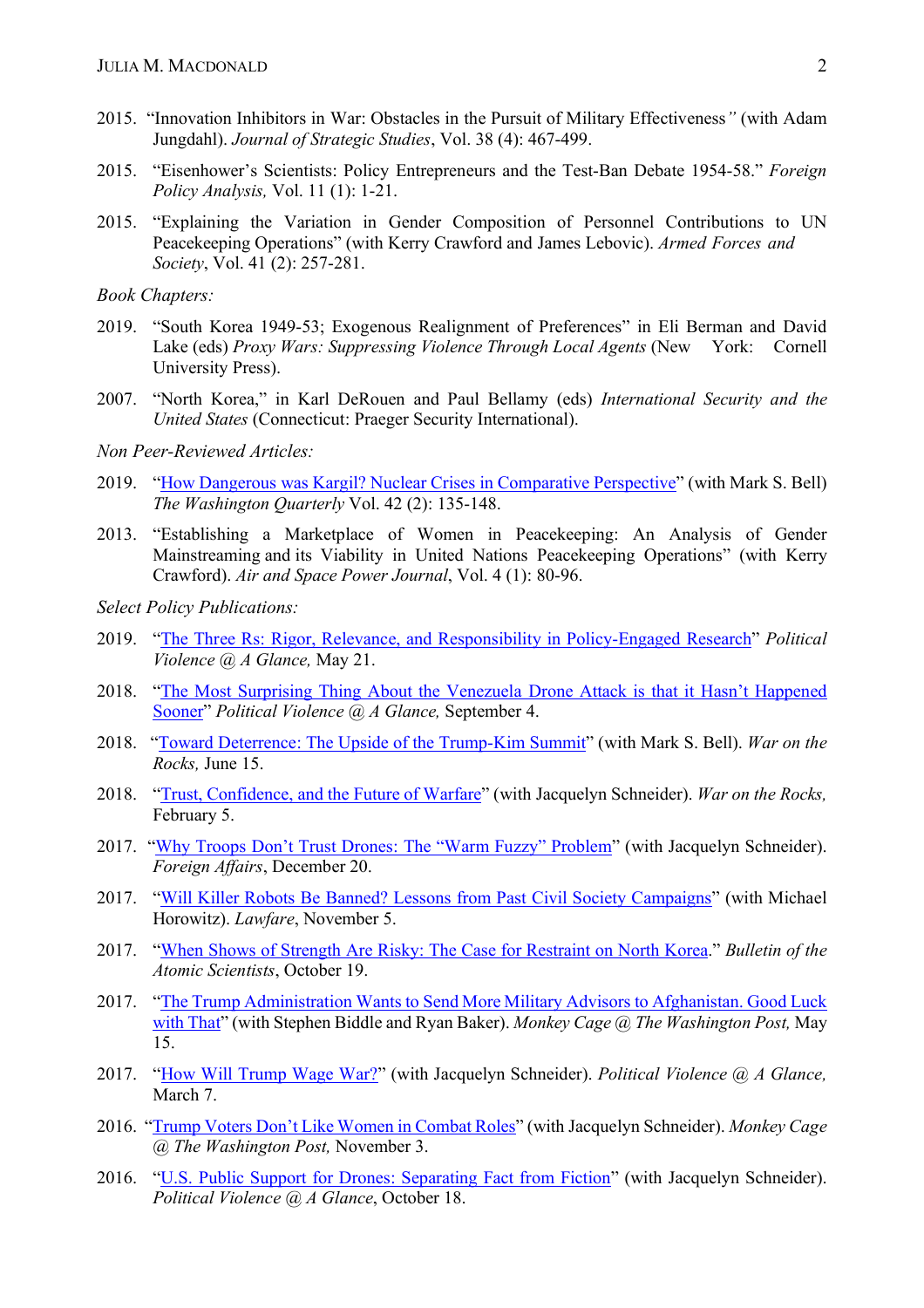2015. "Innovation Inhibitors in War: Obstacles in the Pursuit of Military Effectiveness" (with Adam Jungdahl). *Journal of Strategic Studies*, Vol. 38 (4): 467-499.

2015. "Eisenhower's Scientists: Policy Entrepreneurs and the Test-Ban Debate 1954-58." *Foreign Policy Analysis,* Vol. 11 (1): 1-21.

2015. "Explaining the Variation in Gender Composition of Personnel Contributions to UN Peacekeeping Operations" (with Kerry Crawford and James Lebovic). *Armed Forces and Society*, Vol. 41 (2): 257-281.

*Book Chapters:*

2019. "South Korea 1949-53; Exogenous Realignment of Preferences" in Eli Berman and David Lake (eds) *Proxy Wars: Suppressing Violence Through Local Agents* (New York: Cornell University Press).

2007. "North Korea," in Karl DeRouen and Paul Bellamy (eds) *International Security and the United States* (Connecticut: Praeger Security International).

*Non Peer-Reviewed Articles:*

2019. "How Dangerous was Kargil? Nuclear Crises in Comparative Perspective" (with Mark S. Bell) *The Washington Quarterly* Vol. 42 (2): 135-148.

2013. "Establishing a Marketplace of Women in Peacekeeping: An Analysis of Gender Mainstreaming and its Viability in United Nations Peacekeeping Operations" (with Kerry Crawford). *Air and Space Power Journal*, Vol. 4 (1): 80-96.

*Select Policy Publications:*

2019. "The Three Rs: Rigor, Relevance, and Responsibility in Policy-Engaged Research" *Political Violence @ A Glance,* May 21.

2018. "The Most Surprising Thing About the Venezuela Drone Attack is that it Hasn't Happened Sooner" *Political Violence @ A Glance,* September 4.

2018. "Toward Deterrence: The Upside of the Trump-Kim Summit" (with Mark S. Bell). *War on the Rocks,* June 15.

2018. "Trust, Confidence, and the Future of Warfare" (with Jacquelyn Schneider). *War on the Rocks,* February 5.

2017. "Why Troops Don't Trust Drones: The "Warm Fuzzy" Problem" (with Jacquelyn Schneider). *Foreign Affairs*, December 20.

2017. "Will Killer Robots Be Banned? Lessons from Past Civil Society Campaigns" (with Michael Horowitz). *Lawfare*, November 5.

2017. "When Shows of Strength Are Risky: The Case for Restraint on North Korea." *Bulletin of the Atomic Scientists*, October 19.

2017. "The Trump Administration Wants to Send More Military Advisors to Afghanistan. Good Luck with That" (with Stephen Biddle and Ryan Baker). *Monkey Cage @ The Washington Post,* May 15.

2017. "How Will Trump Wage War?" (with Jacquelyn Schneider). *Political Violence @ A Glance,* March 7.

2016. "Trump Voters Don't Like Women in Combat Roles" (with Jacquelyn Schneider). *Monkey Cage @ The Washington Post,* November 3.

2016. "U.S. Public Support for Drones: Separating Fact from Fiction" (with Jacquelyn Schneider). *Political Violence @ A Glance*, October 18.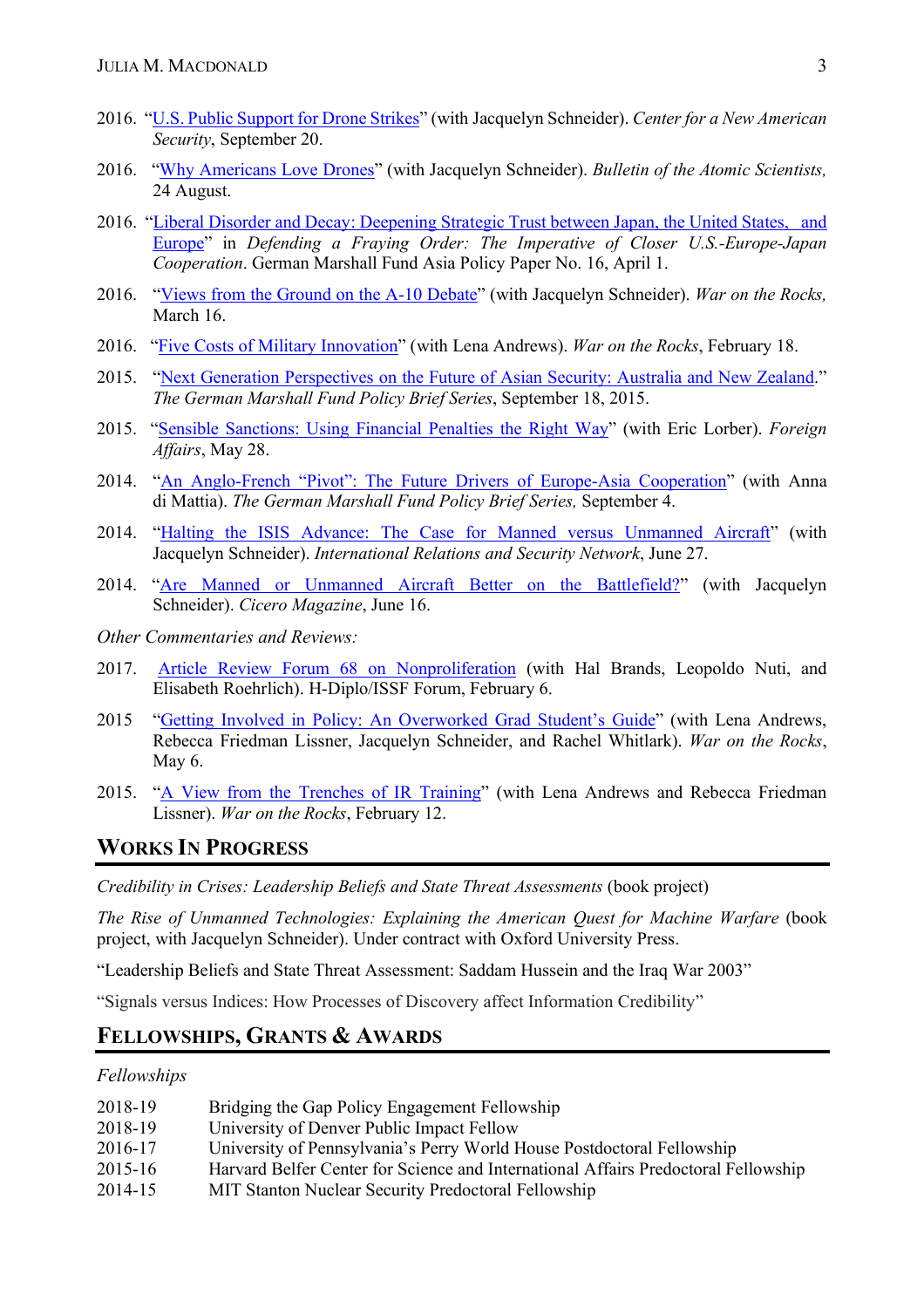2016. "U.S. Public Support for Drone Strikes" (with Jacquelyn Schneider). *Center for a New American Security*, September 20.

2016. "Why Americans Love Drones" (with Jacquelyn Schneider). *Bulletin of the Atomic Scientists,* 24 August.

2016. "Liberal Disorder and Decay: Deepening Strategic Trust between Japan, the United States, and Europe" in *Defending a Fraying Order: The Imperative of Closer U.S.-Europe-Japan Cooperation*. German Marshall Fund Asia Policy Paper No. 16, April 1.

2016. "Views from the Ground on the A-10 Debate" (with Jacquelyn Schneider). *War on the Rocks,* March 16.

2016. "Five Costs of Military Innovation" (with Lena Andrews). *War on the Rocks*, February 18.

2015. "Next Generation Perspectives on the Future of Asian Security: Australia and New Zealand." *The German Marshall Fund Policy Brief Series*, September 18, 2015.

2015. "Sensible Sanctions: Using Financial Penalties the Right Way" (with Eric Lorber). *Foreign Affairs*, May 28.

2014. "An Anglo-French "Pivot": The Future Drivers of Europe-Asia Cooperation" (with Anna di Mattia). *The German Marshall Fund Policy Brief Series,* September 4.

2014. "Halting the ISIS Advance: The Case for Manned versus Unmanned Aircraft" (with Jacquelyn Schneider). *International Relations and Security Network*, June 27.

2014. "Are Manned or Unmanned Aircraft Better on the Battlefield?" (with Jacquelyn Schneider). *Cicero Magazine*, June 16.

*Other Commentaries and Reviews:*

2017. Article Review Forum 68 on Nonproliferation (with Hal Brands, Leopoldo Nuti, and Elisabeth Roehrlich). H-Diplo/ISSF Forum, February 6.

2015 "Getting Involved in Policy: An Overworked Grad Student's Guide" (with Lena Andrews, Rebecca Friedman Lissner, Jacquelyn Schneider, and Rachel Whitlark). *War on the Rocks*, May 6.

2015. "A View from the Trenches of IR Training" (with Lena Andrews and Rebecca Friedman Lissner). *War on the Rocks*, February 12.

## Works In Progress

*Credibility in Crises: Leadership Beliefs and State Threat Assessments* (book project)

*The Rise of Unmanned Technologies: Explaining the American Quest for Machine Warfare* (book project, with Jacquelyn Schneider). Under contract with Oxford University Press.

"Leadership Beliefs and State Threat Assessment: Saddam Hussein and the Iraq War 2003"

"Signals versus Indices: How Processes of Discovery affect Information Credibility"

## Fellowships, Grants & Awards

*Fellowships*

2018-19 Bridging the Gap Policy Engagement Fellowship
2018-19 University of Denver Public Impact Fellow
2016-17 University of Pennsylvania's Perry World House Postdoctoral Fellowship
2015-16 Harvard Belfer Center for Science and International Affairs Predoctoral Fellowship
2014-15 MIT Stanton Nuclear Security Predoctoral Fellowship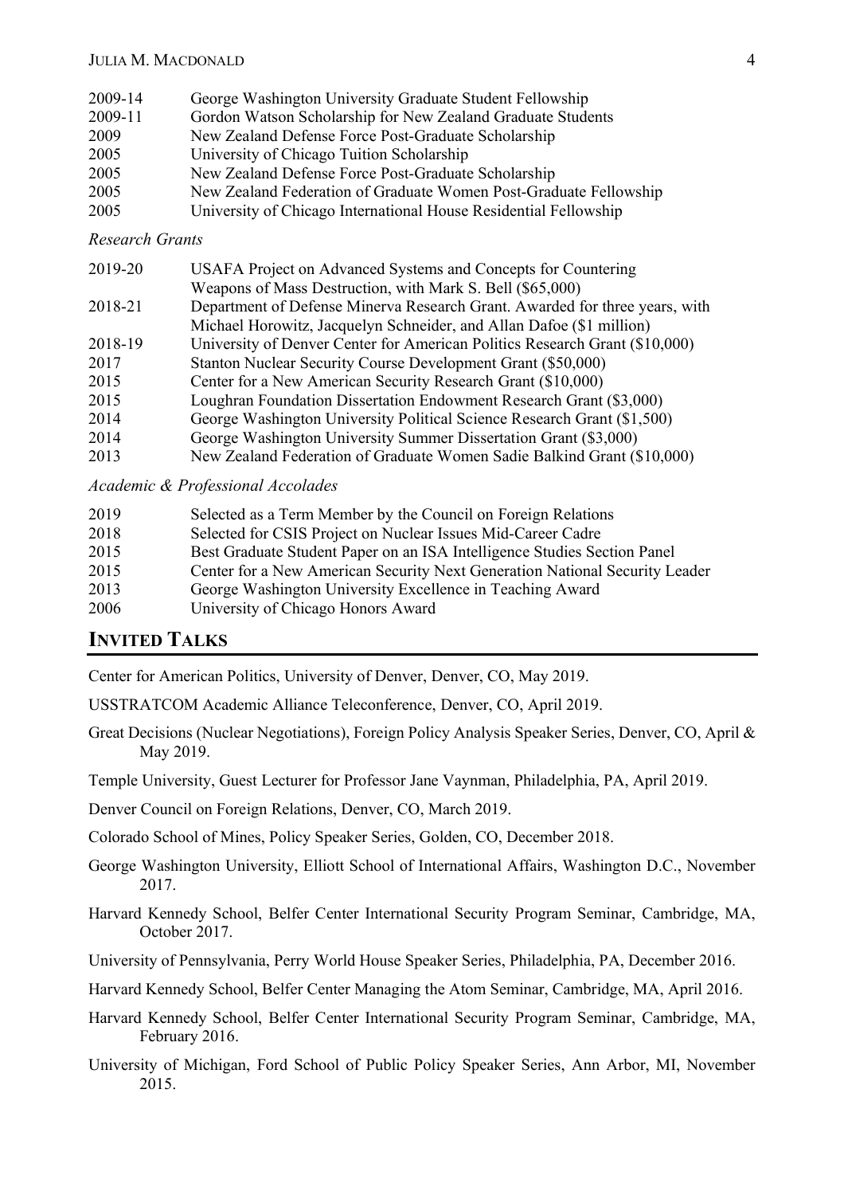2009-14 George Washington University Graduate Student Fellowship
2009-11 Gordon Watson Scholarship for New Zealand Graduate Students
2009 New Zealand Defense Force Post-Graduate Scholarship
2005 University of Chicago Tuition Scholarship
2005 New Zealand Defense Force Post-Graduate Scholarship
2005 New Zealand Federation of Graduate Women Post-Graduate Fellowship
2005 University of Chicago International House Residential Fellowship

*Research Grants*

2019-20 USAFA Project on Advanced Systems and Concepts for Countering Weapons of Mass Destruction, with Mark S. Bell ($65,000)
2018-21 Department of Defense Minerva Research Grant. Awarded for three years, with Michael Horowitz, Jacquelyn Schneider, and Allan Dafoe ($1 million)
2018-19 University of Denver Center for American Politics Research Grant ($10,000)
2017 Stanton Nuclear Security Course Development Grant ($50,000)
2015 Center for a New American Security Research Grant ($10,000)
2015 Loughran Foundation Dissertation Endowment Research Grant ($3,000)
2014 George Washington University Political Science Research Grant ($1,500)
2014 George Washington University Summer Dissertation Grant ($3,000)
2013 New Zealand Federation of Graduate Women Sadie Balkind Grant ($10,000)

*Academic & Professional Accolades*

2019 Selected as a Term Member by the Council on Foreign Relations
2018 Selected for CSIS Project on Nuclear Issues Mid-Career Cadre
2015 Best Graduate Student Paper on an ISA Intelligence Studies Section Panel
2015 Center for a New American Security Next Generation National Security Leader
2013 George Washington University Excellence in Teaching Award
2006 University of Chicago Honors Award

## INVITED TALKS

Center for American Politics, University of Denver, Denver, CO, May 2019.

USSTRATCOM Academic Alliance Teleconference, Denver, CO, April 2019.

Great Decisions (Nuclear Negotiations), Foreign Policy Analysis Speaker Series, Denver, CO, April & May 2019.

Temple University, Guest Lecturer for Professor Jane Vaynman, Philadelphia, PA, April 2019.

Denver Council on Foreign Relations, Denver, CO, March 2019.

Colorado School of Mines, Policy Speaker Series, Golden, CO, December 2018.

George Washington University, Elliott School of International Affairs, Washington D.C., November 2017.

Harvard Kennedy School, Belfer Center International Security Program Seminar, Cambridge, MA, October 2017.

University of Pennsylvania, Perry World House Speaker Series, Philadelphia, PA, December 2016.

Harvard Kennedy School, Belfer Center Managing the Atom Seminar, Cambridge, MA, April 2016.

Harvard Kennedy School, Belfer Center International Security Program Seminar, Cambridge, MA, February 2016.

University of Michigan, Ford School of Public Policy Speaker Series, Ann Arbor, MI, November 2015.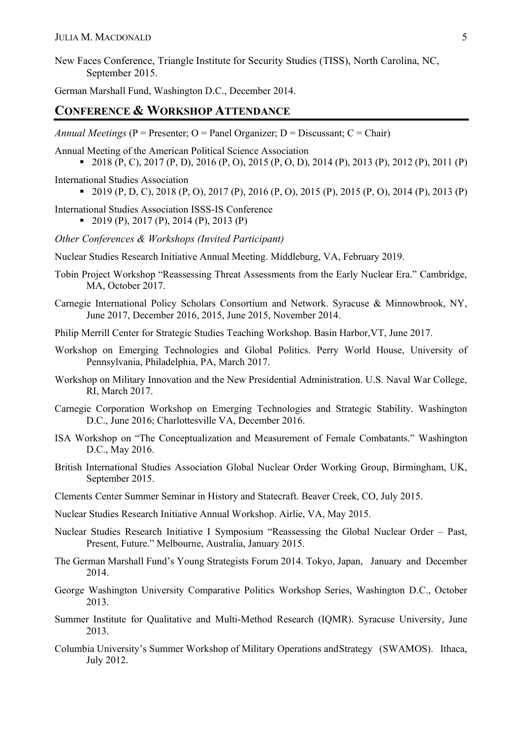New Faces Conference, Triangle Institute for Security Studies (TISS), North Carolina, NC, September 2015.

German Marshall Fund, Washington D.C., December 2014.

## CONFERENCE & WORKSHOP ATTENDANCE

*Annual Meetings* (P = Presenter; O = Panel Organizer; D = Discussant; C = Chair)

Annual Meeting of the American Political Science Association

- 2018 (P, C), 2017 (P, D), 2016 (P, O), 2015 (P, O, D), 2014 (P), 2013 (P), 2012 (P), 2011 (P)

International Studies Association

- 2019 (P, D, C), 2018 (P, O), 2017 (P), 2016 (P, O), 2015 (P), 2015 (P, O), 2014 (P), 2013 (P)

International Studies Association ISSS-IS Conference

- 2019 (P), 2017 (P), 2014 (P), 2013 (P)

*Other Conferences & Workshops (Invited Participant)*

Nuclear Studies Research Initiative Annual Meeting. Middleburg, VA, February 2019.

Tobin Project Workshop "Reassessing Threat Assessments from the Early Nuclear Era." Cambridge, MA, October 2017.

Carnegie International Policy Scholars Consortium and Network. Syracuse & Minnowbrook, NY, June 2017, December 2016, 2015, June 2015, November 2014.

Philip Merrill Center for Strategic Studies Teaching Workshop. Basin Harbor,VT, June 2017.

Workshop on Emerging Technologies and Global Politics. Perry World House, University of Pennsylvania, Philadelphia, PA, March 2017.

Workshop on Military Innovation and the New Presidential Administration. U.S. Naval War College, RI, March 2017.

Carnegie Corporation Workshop on Emerging Technologies and Strategic Stability. Washington D.C., June 2016; Charlottesville VA, December 2016.

ISA Workshop on "The Conceptualization and Measurement of Female Combatants." Washington D.C., May 2016.

British International Studies Association Global Nuclear Order Working Group, Birmingham, UK, September 2015.

Clements Center Summer Seminar in History and Statecraft. Beaver Creek, CO, July 2015.

Nuclear Studies Research Initiative Annual Workshop. Airlie, VA, May 2015.

Nuclear Studies Research Initiative I Symposium "Reassessing the Global Nuclear Order – Past, Present, Future." Melbourne, Australia, January 2015.

The German Marshall Fund's Young Strategists Forum 2014. Tokyo, Japan, January and December 2014.

George Washington University Comparative Politics Workshop Series, Washington D.C., October 2013.

Summer Institute for Qualitative and Multi-Method Research (IQMR). Syracuse University, June 2013.

Columbia University's Summer Workshop of Military Operations andStrategy (SWAMOS). Ithaca, July 2012.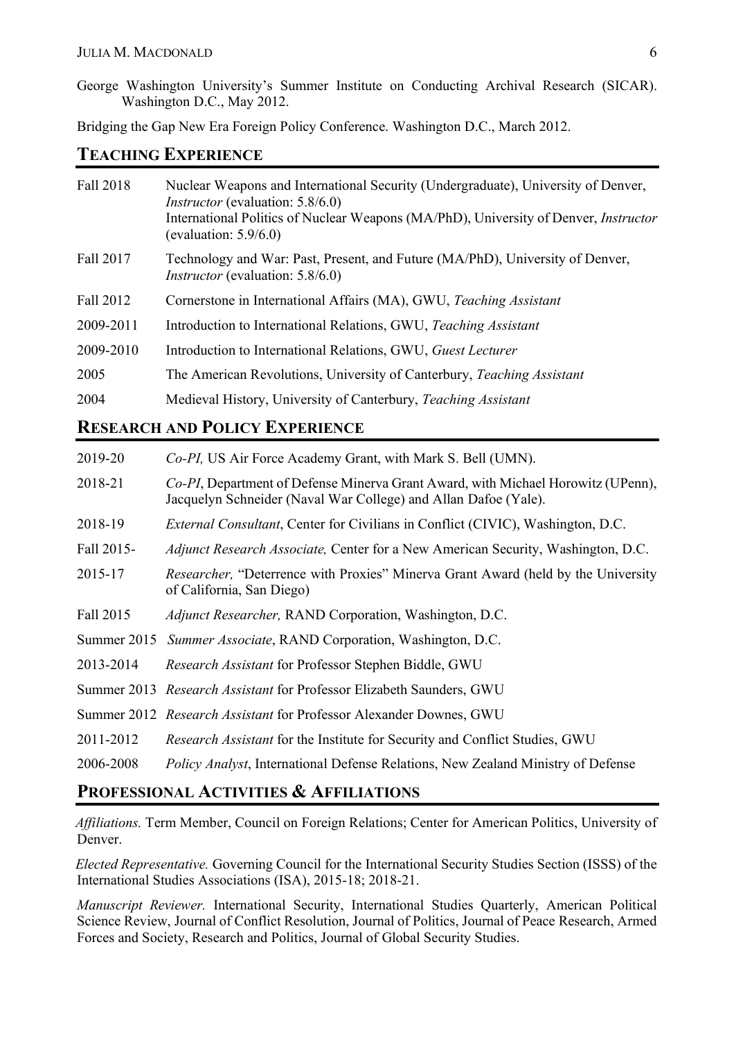George Washington University's Summer Institute on Conducting Archival Research (SICAR). Washington D.C., May 2012.

Bridging the Gap New Era Foreign Policy Conference. Washington D.C., March 2012.

## TEACHING EXPERIENCE

| | |
|---|---|
| Fall 2018 | Nuclear Weapons and International Security (Undergraduate), University of Denver, *Instructor* (evaluation: 5.8/6.0)<br>International Politics of Nuclear Weapons (MA/PhD), University of Denver, *Instructor* (evaluation: 5.9/6.0) |
| Fall 2017 | Technology and War: Past, Present, and Future (MA/PhD), University of Denver, *Instructor* (evaluation: 5.8/6.0) |
| Fall 2012 | Cornerstone in International Affairs (MA), GWU, *Teaching Assistant* |
| 2009-2011 | Introduction to International Relations, GWU, *Teaching Assistant* |
| 2009-2010 | Introduction to International Relations, GWU, *Guest Lecturer* |
| 2005 | The American Revolutions, University of Canterbury, *Teaching Assistant* |
| 2004 | Medieval History, University of Canterbury, *Teaching Assistant* |

## RESEARCH AND POLICY EXPERIENCE

| | |
|---|---|
| 2019-20 | *Co-PI,* US Air Force Academy Grant, with Mark S. Bell (UMN). |
| 2018-21 | *Co-PI*, Department of Defense Minerva Grant Award, with Michael Horowitz (UPenn), Jacquelyn Schneider (Naval War College) and Allan Dafoe (Yale). |
| 2018-19 | *External Consultant*, Center for Civilians in Conflict (CIVIC), Washington, D.C. |
| Fall 2015- | *Adjunct Research Associate,* Center for a New American Security, Washington, D.C. |
| 2015-17 | *Researcher,* "Deterrence with Proxies" Minerva Grant Award (held by the University of California, San Diego) |
| Fall 2015 | *Adjunct Researcher,* RAND Corporation, Washington, D.C. |
| Summer 2015 | *Summer Associate*, RAND Corporation, Washington, D.C. |
| 2013-2014 | *Research Assistant* for Professor Stephen Biddle, GWU |
| Summer 2013 | *Research Assistant* for Professor Elizabeth Saunders, GWU |
| Summer 2012 | *Research Assistant* for Professor Alexander Downes, GWU |
| 2011-2012 | *Research Assistant* for the Institute for Security and Conflict Studies, GWU |
| 2006-2008 | *Policy Analyst*, International Defense Relations, New Zealand Ministry of Defense |

## PROFESSIONAL ACTIVITIES & AFFILIATIONS

*Affiliations.* Term Member, Council on Foreign Relations; Center for American Politics, University of Denver.

*Elected Representative.* Governing Council for the International Security Studies Section (ISSS) of the International Studies Associations (ISA), 2015-18; 2018-21.

*Manuscript Reviewer.* International Security, International Studies Quarterly, American Political Science Review, Journal of Conflict Resolution, Journal of Politics, Journal of Peace Research, Armed Forces and Society, Research and Politics, Journal of Global Security Studies.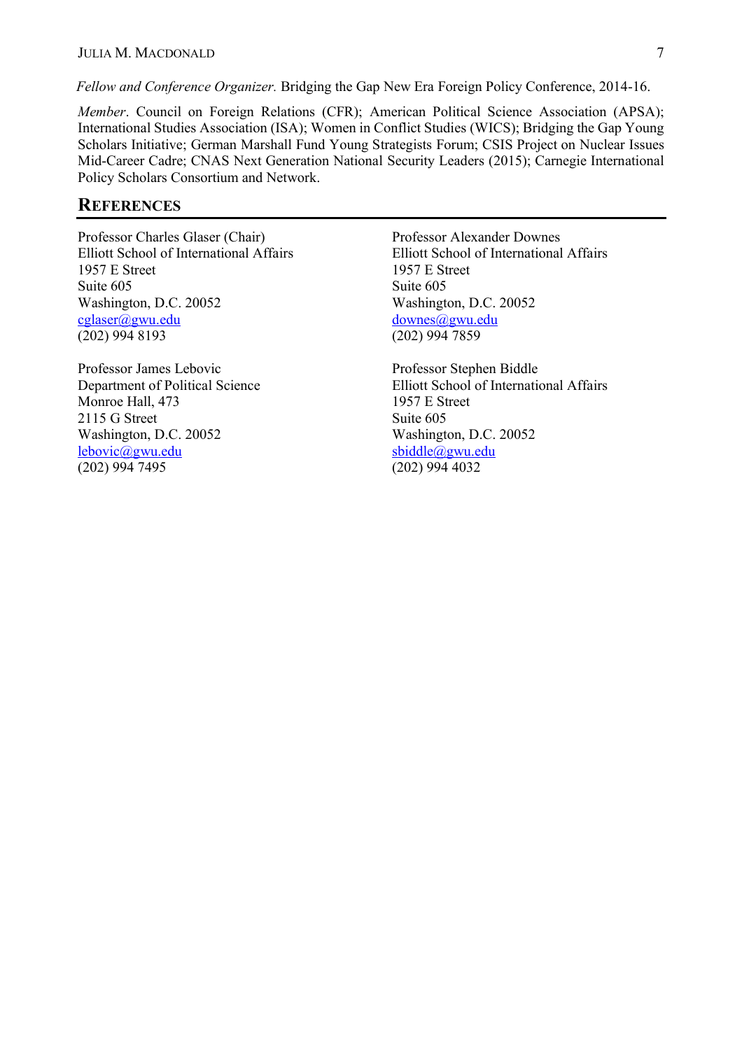*Fellow and Conference Organizer.* Bridging the Gap New Era Foreign Policy Conference, 2014-16.

*Member*. Council on Foreign Relations (CFR); American Political Science Association (APSA); International Studies Association (ISA); Women in Conflict Studies (WICS); Bridging the Gap Young Scholars Initiative; German Marshall Fund Young Strategists Forum; CSIS Project on Nuclear Issues Mid-Career Cadre; CNAS Next Generation National Security Leaders (2015); Carnegie International Policy Scholars Consortium and Network.

## REFERENCES

Professor Charles Glaser (Chair)
Elliott School of International Affairs
1957 E Street
Suite 605
Washington, D.C. 20052
cglaser@gwu.edu
(202) 994 8193

Professor Alexander Downes
Elliott School of International Affairs
1957 E Street
Suite 605
Washington, D.C. 20052
downes@gwu.edu
(202) 994 7859

Professor James Lebovic
Department of Political Science
Monroe Hall, 473
2115 G Street
Washington, D.C. 20052
lebovic@gwu.edu
(202) 994 7495

Professor Stephen Biddle
Elliott School of International Affairs
1957 E Street
Suite 605
Washington, D.C. 20052
sbiddle@gwu.edu
(202) 994 4032